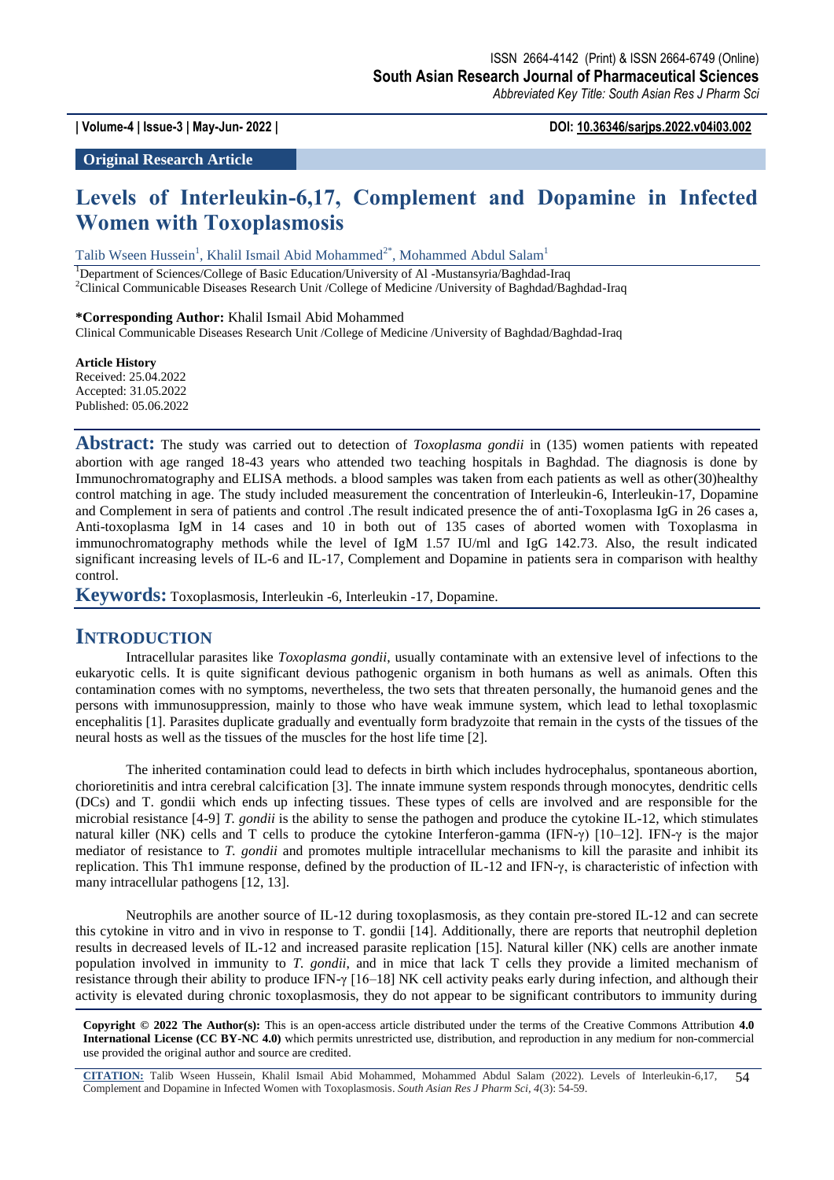**Original Research Article**

# Levels of Interleukin-6,17, Complement and Dopamine in Infected Women with Toxoplasmosis

Talib Wseen Hussein[1], Khalil Ismail Abid Mohammed[2*], Mohammed Abdul Salam[1]

[1]Department of Sciences/College of Basic Education/University of Al -Mustansyria/Baghdad-Iraq
[2]Clinical Communicable Diseases Research Unit /College of Medicine /University of Baghdad/Baghdad-Iraq

**\*Corresponding Author:** Khalil Ismail Abid Mohammed
Clinical Communicable Diseases Research Unit /College of Medicine /University of Baghdad/Baghdad-Iraq

**Article History**
Received: 25.04.2022
Accepted: 31.05.2022
Published: 05.06.2022

**Abstract:** The study was carried out to detection of *Toxoplasma gondii* in (135) women patients with repeated abortion with age ranged 18-43 years who attended two teaching hospitals in Baghdad. The diagnosis is done by Immunochromatography and ELISA methods. a blood samples was taken from each patients as well as other(30)healthy control matching in age. The study included measurement the concentration of Interleukin-6, Interleukin-17, Dopamine and Complement in sera of patients and control .The result indicated presence the of anti-Toxoplasma IgG in 26 cases a, Anti-toxoplasma IgM in 14 cases and 10 in both out of 135 cases of aborted women with Toxoplasma in immunochromatography methods while the level of IgM 1.57 IU/ml and IgG 142.73. Also, the result indicated significant increasing levels of IL-6 and IL-17, Complement and Dopamine in patients sera in comparison with healthy control.

**Keywords:** Toxoplasmosis, Interleukin -6, Interleukin -17, Dopamine.

## INTRODUCTION

Intracellular parasites like *Toxoplasma gondii*, usually contaminate with an extensive level of infections to the eukaryotic cells. It is quite significant devious pathogenic organism in both humans as well as animals. Often this contamination comes with no symptoms, nevertheless, the two sets that threaten personally, the humanoid genes and the persons with immunosuppression, mainly to those who have weak immune system, which lead to lethal toxoplasmic encephalitis [1]. Parasites duplicate gradually and eventually form bradyzoite that remain in the cysts of the tissues of the neural hosts as well as the tissues of the muscles for the host life time [2].

The inherited contamination could lead to defects in birth which includes hydrocephalus, spontaneous abortion, chorioretinitis and intra cerebral calcification [3]. The innate immune system responds through monocytes, dendritic cells (DCs) and T. gondii which ends up infecting tissues. These types of cells are involved and are responsible for the microbial resistance [4-9] *T. gondii* is the ability to sense the pathogen and produce the cytokine IL-12, which stimulates natural killer (NK) cells and T cells to produce the cytokine Interferon-gamma (IFN-γ) [10–12]. IFN-γ is the major mediator of resistance to *T. gondii* and promotes multiple intracellular mechanisms to kill the parasite and inhibit its replication. This Th1 immune response, defined by the production of IL-12 and IFN-γ, is characteristic of infection with many intracellular pathogens [12, 13].

Neutrophils are another source of IL-12 during toxoplasmosis, as they contain pre-stored IL-12 and can secrete this cytokine in vitro and in vivo in response to T. gondii [14]. Additionally, there are reports that neutrophil depletion results in decreased levels of IL-12 and increased parasite replication [15]. Natural killer (NK) cells are another inmate population involved in immunity to *T. gondii*, and in mice that lack T cells they provide a limited mechanism of resistance through their ability to produce IFN-γ [16–18] NK cell activity peaks early during infection, and although their activity is elevated during chronic toxoplasmosis, they do not appear to be significant contributors to immunity during

**Copyright © 2022 The Author(s):** This is an open-access article distributed under the terms of the Creative Commons Attribution **4.0 International License (CC BY-NC 4.0)** which permits unrestricted use, distribution, and reproduction in any medium for non-commercial use provided the original author and source are credited.

**CITATION:** Talib Wseen Hussein, Khalil Ismail Abid Mohammed, Mohammed Abdul Salam (2022). Levels of Interleukin-6,17, Complement and Dopamine in Infected Women with Toxoplasmosis. *South Asian Res J Pharm Sci, 4*(3): 54-59.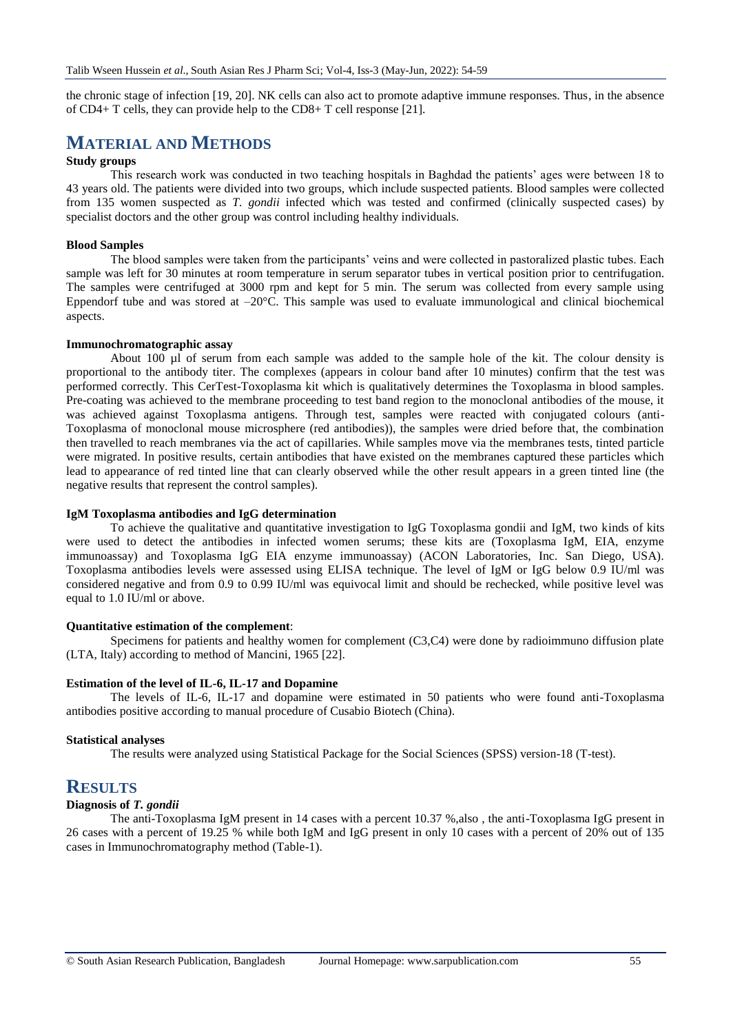the chronic stage of infection [19, 20]. NK cells can also act to promote adaptive immune responses. Thus, in the absence of CD4+ T cells, they can provide help to the CD8+ T cell response [21].

# MATERIAL AND METHODS

### Study groups

This research work was conducted in two teaching hospitals in Baghdad the patients' ages were between 18 to 43 years old. The patients were divided into two groups, which include suspected patients. Blood samples were collected from 135 women suspected as *T. gondii* infected which was tested and confirmed (clinically suspected cases) by specialist doctors and the other group was control including healthy individuals.

### Blood Samples

The blood samples were taken from the participants' veins and were collected in pastoralized plastic tubes. Each sample was left for 30 minutes at room temperature in serum separator tubes in vertical position prior to centrifugation. The samples were centrifuged at 3000 rpm and kept for 5 min. The serum was collected from every sample using Eppendorf tube and was stored at –20°C. This sample was used to evaluate immunological and clinical biochemical aspects.

### Immunochromatographic assay

About 100 µl of serum from each sample was added to the sample hole of the kit. The colour density is proportional to the antibody titer. The complexes (appears in colour band after 10 minutes) confirm that the test was performed correctly. This CerTest-Toxoplasma kit which is qualitatively determines the Toxoplasma in blood samples. Pre-coating was achieved to the membrane proceeding to test band region to the monoclonal antibodies of the mouse, it was achieved against Toxoplasma antigens. Through test, samples were reacted with conjugated colours (anti-Toxoplasma of monoclonal mouse microsphere (red antibodies)), the samples were dried before that, the combination then travelled to reach membranes via the act of capillaries. While samples move via the membranes tests, tinted particle were migrated. In positive results, certain antibodies that have existed on the membranes captured these particles which lead to appearance of red tinted line that can clearly observed while the other result appears in a green tinted line (the negative results that represent the control samples).

### IgM Toxoplasma antibodies and IgG determination

To achieve the qualitative and quantitative investigation to IgG Toxoplasma gondii and IgM, two kinds of kits were used to detect the antibodies in infected women serums; these kits are (Toxoplasma IgM, EIA, enzyme immunoassay) and Toxoplasma IgG EIA enzyme immunoassay) (ACON Laboratories, Inc. San Diego, USA). Toxoplasma antibodies levels were assessed using ELISA technique. The level of IgM or IgG below 0.9 IU/ml was considered negative and from 0.9 to 0.99 IU/ml was equivocal limit and should be rechecked, while positive level was equal to 1.0 IU/ml or above.

### Quantitative estimation of the complement:

Specimens for patients and healthy women for complement (C3,C4) were done by radioimmuno diffusion plate (LTA, Italy) according to method of Mancini, 1965 [22].

### Estimation of the level of IL-6, IL-17 and Dopamine

The levels of IL-6, IL-17 and dopamine were estimated in 50 patients who were found anti-Toxoplasma antibodies positive according to manual procedure of Cusabio Biotech (China).

### Statistical analyses

The results were analyzed using Statistical Package for the Social Sciences (SPSS) version-18 (T-test).

# RESULTS

### Diagnosis of *T. gondii*

The anti-Toxoplasma IgM present in 14 cases with a percent 10.37 %,also , the anti-Toxoplasma IgG present in 26 cases with a percent of 19.25 % while both IgM and IgG present in only 10 cases with a percent of 20% out of 135 cases in Immunochromatography method (Table-1).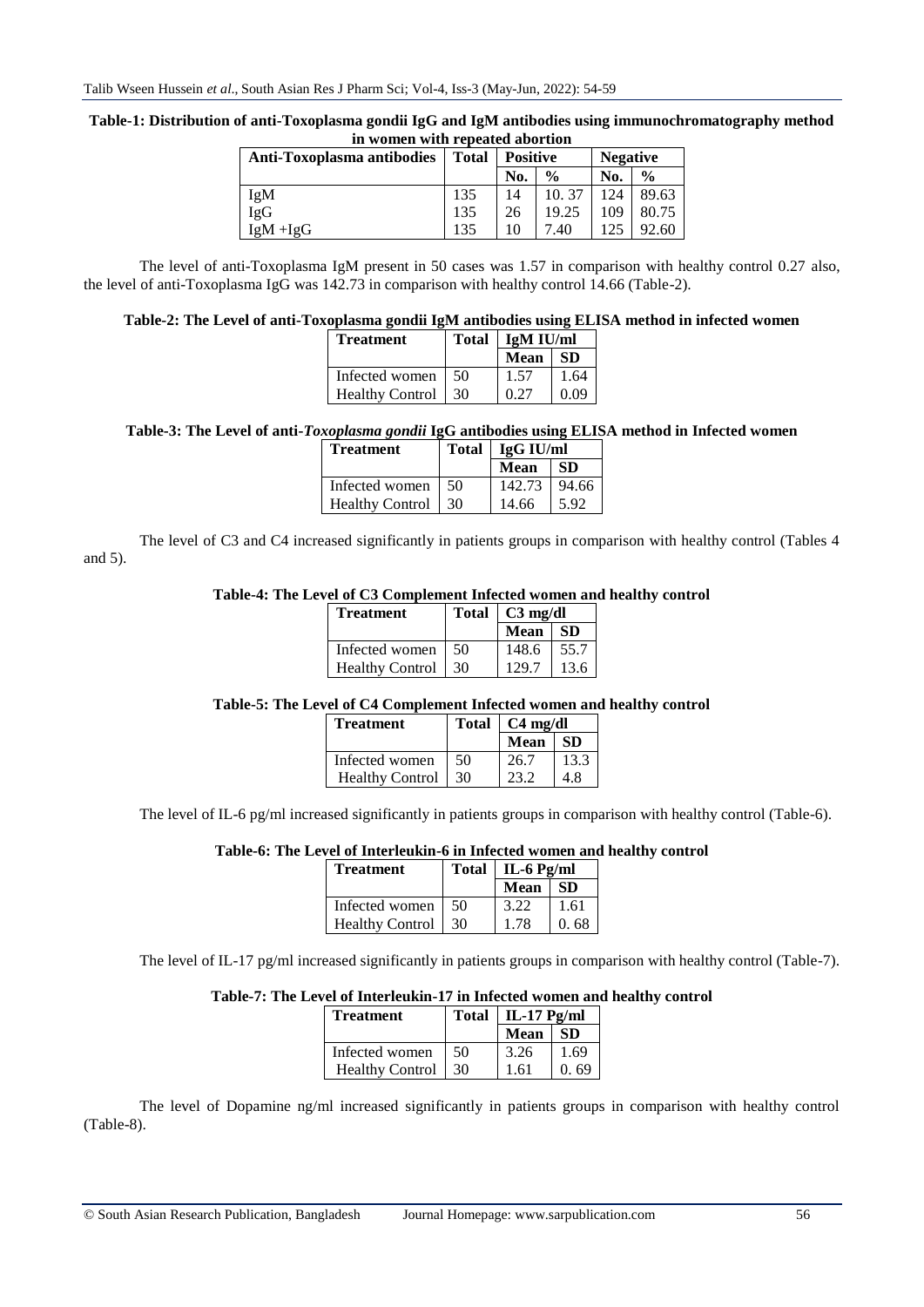**Table-1: Distribution of anti-Toxoplasma gondii IgG and IgM antibodies using immunochromatography method in women with repeated abortion**

| Anti-Toxoplasma antibodies | Total | Positive | | Negative | |
|---|---|---|---|---|---|
| | | No. | % | No. | % |
| IgM | 135 | 14 | 10. 37 | 124 | 89.63 |
| IgG | 135 | 26 | 19.25 | 109 | 80.75 |
| IgM +IgG | 135 | 10 | 7.40 | 125 | 92.60 |

The level of anti-Toxoplasma IgM present in 50 cases was 1.57 in comparison with healthy control 0.27 also, the level of anti-Toxoplasma IgG was 142.73 in comparison with healthy control 14.66 (Table-2).

**Table-2: The Level of anti-Toxoplasma gondii IgM antibodies using ELISA method in infected women**

| Treatment | Total | IgM IU/ml | |
|---|---|---|---|
| | | Mean | SD |
| Infected women | 50 | 1.57 | 1.64 |
| Healthy Control | 30 | 0.27 | 0.09 |

**Table-3: The Level of anti-*Toxoplasma gondii* IgG antibodies using ELISA method in Infected women**

| Treatment | Total | IgG IU/ml | |
|---|---|---|---|
| | | Mean | SD |
| Infected women | 50 | 142.73 | 94.66 |
| Healthy Control | 30 | 14.66 | 5.92 |

The level of C3 and C4 increased significantly in patients groups in comparison with healthy control (Tables 4 and 5).

**Table-4: The Level of C3 Complement Infected women and healthy control**

| Treatment | Total | C3 mg/dl | |
|---|---|---|---|
| | | Mean | SD |
| Infected women | 50 | 148.6 | 55.7 |
| Healthy Control | 30 | 129.7 | 13.6 |

**Table-5: The Level of C4 Complement Infected women and healthy control**

| Treatment | Total | C4 mg/dl | |
|---|---|---|---|
| | | Mean | SD |
| Infected women | 50 | 26.7 | 13.3 |
| Healthy Control | 30 | 23.2 | 4.8 |

The level of IL-6 pg/ml increased significantly in patients groups in comparison with healthy control (Table-6).

**Table-6: The Level of Interleukin-6 in Infected women and healthy control**

| Treatment | Total | IL-6 Pg/ml | |
|---|---|---|---|
| | | Mean | SD |
| Infected women | 50 | 3.22 | 1.61 |
| Healthy Control | 30 | 1.78 | 0. 68 |

The level of IL-17 pg/ml increased significantly in patients groups in comparison with healthy control (Table-7).

**Table-7: The Level of Interleukin-17 in Infected women and healthy control**

| Treatment | Total | IL-17 Pg/ml | |
|---|---|---|---|
| | | Mean | SD |
| Infected women | 50 | 3.26 | 1.69 |
| Healthy Control | 30 | 1.61 | 0. 69 |

The level of Dopamine ng/ml increased significantly in patients groups in comparison with healthy control (Table-8).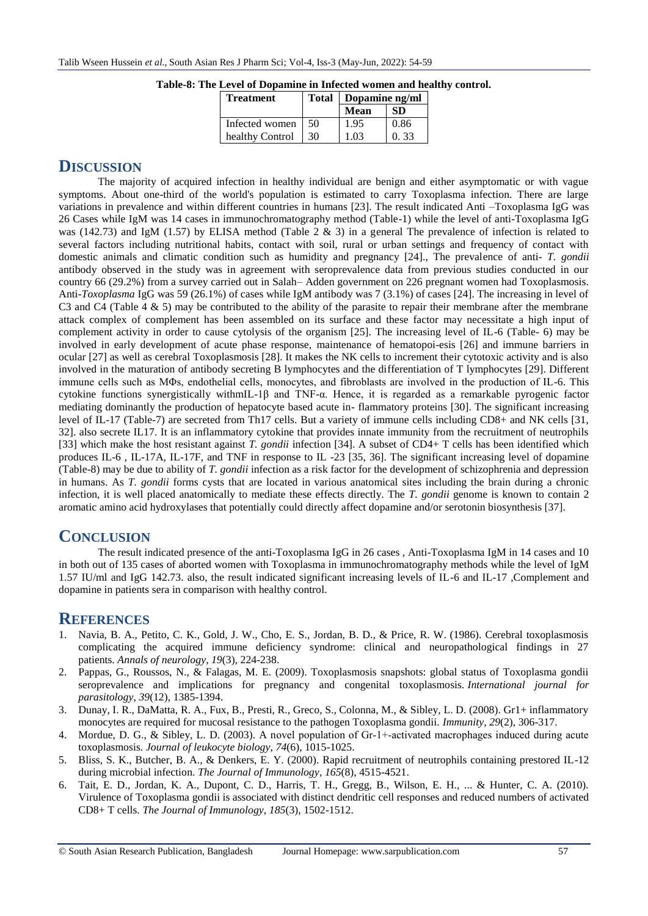**Table-8: The Level of Dopamine in Infected women and healthy control.**

| Treatment | Total | Dopamine ng/ml | |
|---|---|---|---|
| | | Mean | SD |
| Infected women | 50 | 1.95 | 0.86 |
| healthy Control | 30 | 1.03 | 0. 33 |

## DISCUSSION

The majority of acquired infection in healthy individual are benign and either asymptomatic or with vague symptoms. About one-third of the world's population is estimated to carry Toxoplasma infection. There are large variations in prevalence and within different countries in humans [23]. The result indicated Anti –Toxoplasma IgG was 26 Cases while IgM was 14 cases in immunochromatography method (Table-1) while the level of anti-Toxoplasma IgG was (142.73) and IgM (1.57) by ELISA method (Table 2 & 3) in a general The prevalence of infection is related to several factors including nutritional habits, contact with soil, rural or urban settings and frequency of contact with domestic animals and climatic condition such as humidity and pregnancy [24]., The prevalence of anti- *T. gondii* antibody observed in the study was in agreement with seroprevalence data from previous studies conducted in our country 66 (29.2%) from a survey carried out in Salah– Adden government on 226 pregnant women had Toxoplasmosis. Anti-*Toxoplasma* IgG was 59 (26.1%) of cases while IgM antibody was 7 (3.1%) of cases [24]. The increasing in level of C3 and C4 (Table 4 & 5) may be contributed to the ability of the parasite to repair their membrane after the membrane attack complex of complement has been assembled on its surface and these factor may necessitate a high input of complement activity in order to cause cytolysis of the organism [25]. The increasing level of IL-6 (Table- 6) may be involved in early development of acute phase response, maintenance of hematopoi-esis [26] and immune barriers in ocular [27] as well as cerebral Toxoplasmosis [28]. It makes the NK cells to increment their cytotoxic activity and is also involved in the maturation of antibody secreting B lymphocytes and the differentiation of T lymphocytes [29]. Different immune cells such as MΦs, endothelial cells, monocytes, and fibroblasts are involved in the production of IL-6. This cytokine functions synergistically withmIL-1β and TNF-α. Hence, it is regarded as a remarkable pyrogenic factor mediating dominantly the production of hepatocyte based acute in- flammatory proteins [30]. The significant increasing level of IL-17 (Table-7) are secreted from Th17 cells. But a variety of immune cells including CD8+ and NK cells [31, 32]. also secrete IL17. It is an inflammatory cytokine that provides innate immunity from the recruitment of neutrophils [33] which make the host resistant against *T. gondii* infection [34]. A subset of CD4+ T cells has been identified which produces IL-6 , IL-17A, IL-17F, and TNF in response to IL -23 [35, 36]. The significant increasing level of dopamine (Table-8) may be due to ability of *T. gondii* infection as a risk factor for the development of schizophrenia and depression in humans. As *T. gondii* forms cysts that are located in various anatomical sites including the brain during a chronic infection, it is well placed anatomically to mediate these effects directly. The *T. gondii* genome is known to contain 2 aromatic amino acid hydroxylases that potentially could directly affect dopamine and/or serotonin biosynthesis [37].

## CONCLUSION

The result indicated presence of the anti-Toxoplasma IgG in 26 cases , Anti-Toxoplasma IgM in 14 cases and 10 in both out of 135 cases of aborted women with Toxoplasma in immunochromatography methods while the level of IgM 1.57 IU/ml and IgG 142.73. also, the result indicated significant increasing levels of IL-6 and IL-17 ,Complement and dopamine in patients sera in comparison with healthy control.

## REFERENCES

1. Navia, B. A., Petito, C. K., Gold, J. W., Cho, E. S., Jordan, B. D., & Price, R. W. (1986). Cerebral toxoplasmosis complicating the acquired immune deficiency syndrome: clinical and neuropathological findings in 27 patients. *Annals of neurology*, *19*(3), 224-238.
2. Pappas, G., Roussos, N., & Falagas, M. E. (2009). Toxoplasmosis snapshots: global status of Toxoplasma gondii seroprevalence and implications for pregnancy and congenital toxoplasmosis. *International journal for parasitology*, *39*(12), 1385-1394.
3. Dunay, I. R., DaMatta, R. A., Fux, B., Presti, R., Greco, S., Colonna, M., & Sibley, L. D. (2008). Gr1+ inflammatory monocytes are required for mucosal resistance to the pathogen Toxoplasma gondii. *Immunity*, *29*(2), 306-317.
4. Mordue, D. G., & Sibley, L. D. (2003). A novel population of Gr-1+-activated macrophages induced during acute toxoplasmosis. *Journal of leukocyte biology*, *74*(6), 1015-1025.
5. Bliss, S. K., Butcher, B. A., & Denkers, E. Y. (2000). Rapid recruitment of neutrophils containing prestored IL-12 during microbial infection. *The Journal of Immunology*, *165*(8), 4515-4521.
6. Tait, E. D., Jordan, K. A., Dupont, C. D., Harris, T. H., Gregg, B., Wilson, E. H., ... & Hunter, C. A. (2010). Virulence of Toxoplasma gondii is associated with distinct dendritic cell responses and reduced numbers of activated CD8+ T cells. *The Journal of Immunology*, *185*(3), 1502-1512.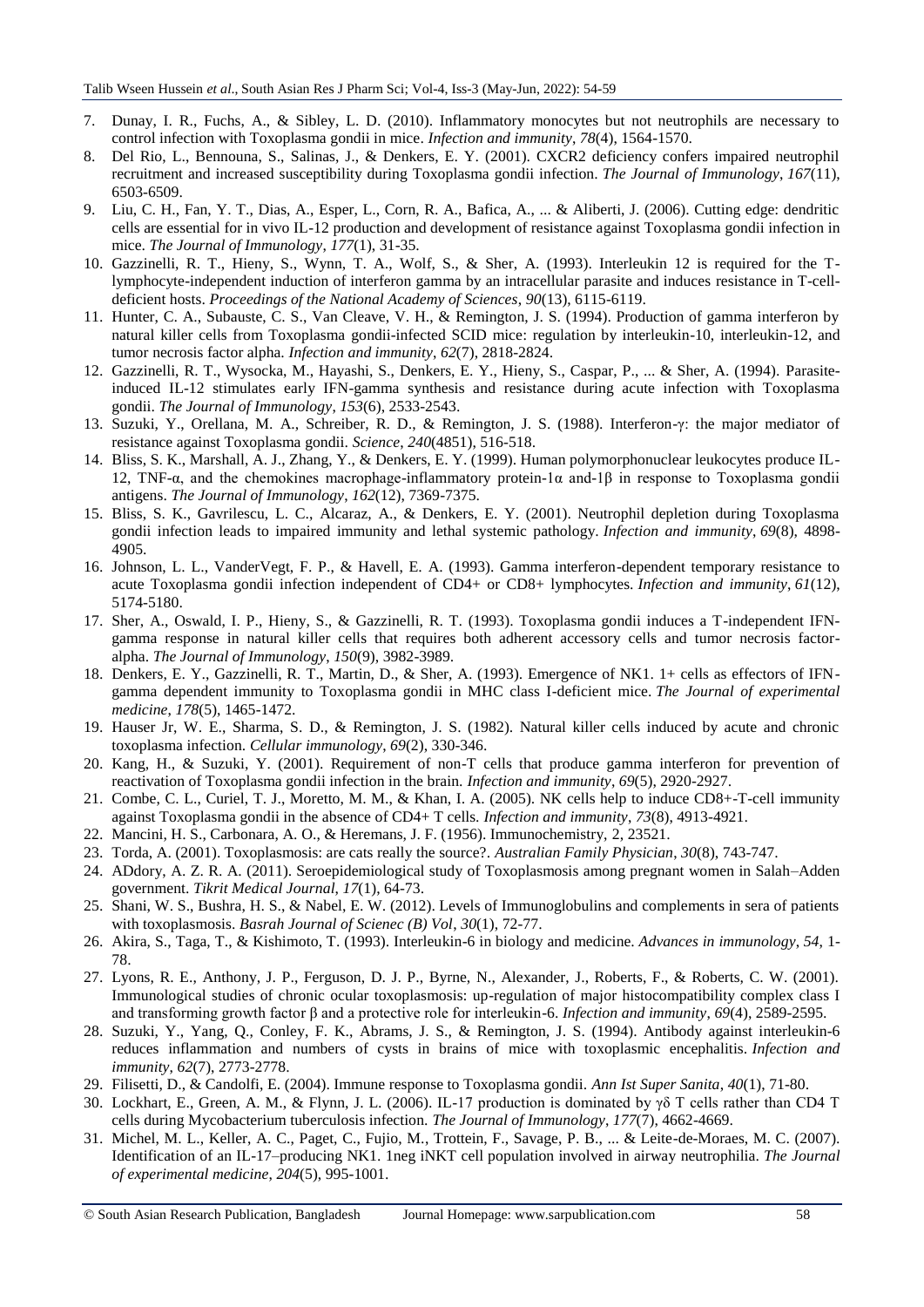7. Dunay, I. R., Fuchs, A., & Sibley, L. D. (2010). Inflammatory monocytes but not neutrophils are necessary to control infection with Toxoplasma gondii in mice. *Infection and immunity*, *78*(4), 1564-1570.
8. Del Rio, L., Bennouna, S., Salinas, J., & Denkers, E. Y. (2001). CXCR2 deficiency confers impaired neutrophil recruitment and increased susceptibility during Toxoplasma gondii infection. *The Journal of Immunology*, *167*(11), 6503-6509.
9. Liu, C. H., Fan, Y. T., Dias, A., Esper, L., Corn, R. A., Bafica, A., ... & Aliberti, J. (2006). Cutting edge: dendritic cells are essential for in vivo IL-12 production and development of resistance against Toxoplasma gondii infection in mice. *The Journal of Immunology*, *177*(1), 31-35.
10. Gazzinelli, R. T., Hieny, S., Wynn, T. A., Wolf, S., & Sher, A. (1993). Interleukin 12 is required for the T-lymphocyte-independent induction of interferon gamma by an intracellular parasite and induces resistance in T-cell-deficient hosts. *Proceedings of the National Academy of Sciences*, *90*(13), 6115-6119.
11. Hunter, C. A., Subauste, C. S., Van Cleave, V. H., & Remington, J. S. (1994). Production of gamma interferon by natural killer cells from Toxoplasma gondii-infected SCID mice: regulation by interleukin-10, interleukin-12, and tumor necrosis factor alpha. *Infection and immunity*, *62*(7), 2818-2824.
12. Gazzinelli, R. T., Wysocka, M., Hayashi, S., Denkers, E. Y., Hieny, S., Caspar, P., ... & Sher, A. (1994). Parasite-induced IL-12 stimulates early IFN-gamma synthesis and resistance during acute infection with Toxoplasma gondii. *The Journal of Immunology*, *153*(6), 2533-2543.
13. Suzuki, Y., Orellana, M. A., Schreiber, R. D., & Remington, J. S. (1988). Interferon-γ: the major mediator of resistance against Toxoplasma gondii. *Science*, *240*(4851), 516-518.
14. Bliss, S. K., Marshall, A. J., Zhang, Y., & Denkers, E. Y. (1999). Human polymorphonuclear leukocytes produce IL-12, TNF-α, and the chemokines macrophage-inflammatory protein-1α and-1β in response to Toxoplasma gondii antigens. *The Journal of Immunology*, *162*(12), 7369-7375.
15. Bliss, S. K., Gavrilescu, L. C., Alcaraz, A., & Denkers, E. Y. (2001). Neutrophil depletion during Toxoplasma gondii infection leads to impaired immunity and lethal systemic pathology. *Infection and immunity*, *69*(8), 4898-4905.
16. Johnson, L. L., VanderVegt, F. P., & Havell, E. A. (1993). Gamma interferon-dependent temporary resistance to acute Toxoplasma gondii infection independent of CD4+ or CD8+ lymphocytes. *Infection and immunity*, *61*(12), 5174-5180.
17. Sher, A., Oswald, I. P., Hieny, S., & Gazzinelli, R. T. (1993). Toxoplasma gondii induces a T-independent IFN-gamma response in natural killer cells that requires both adherent accessory cells and tumor necrosis factor-alpha. *The Journal of Immunology*, *150*(9), 3982-3989.
18. Denkers, E. Y., Gazzinelli, R. T., Martin, D., & Sher, A. (1993). Emergence of NK1. 1+ cells as effectors of IFN-gamma dependent immunity to Toxoplasma gondii in MHC class I-deficient mice. *The Journal of experimental medicine*, *178*(5), 1465-1472.
19. Hauser Jr, W. E., Sharma, S. D., & Remington, J. S. (1982). Natural killer cells induced by acute and chronic toxoplasma infection. *Cellular immunology*, *69*(2), 330-346.
20. Kang, H., & Suzuki, Y. (2001). Requirement of non-T cells that produce gamma interferon for prevention of reactivation of Toxoplasma gondii infection in the brain. *Infection and immunity*, *69*(5), 2920-2927.
21. Combe, C. L., Curiel, T. J., Moretto, M. M., & Khan, I. A. (2005). NK cells help to induce CD8+-T-cell immunity against Toxoplasma gondii in the absence of CD4+ T cells. *Infection and immunity*, *73*(8), 4913-4921.
22. Mancini, H. S., Carbonara, A. O., & Heremans, J. F. (1956). Immunochemistry, 2, 23521.
23. Torda, A. (2001). Toxoplasmosis: are cats really the source?. *Australian Family Physician*, *30*(8), 743-747.
24. ADdory, A. Z. R. A. (2011). Seroepidemiological study of Toxoplasmosis among pregnant women in Salah–Adden government. *Tikrit Medical Journal*, *17*(1), 64-73.
25. Shani, W. S., Bushra, H. S., & Nabel, E. W. (2012). Levels of Immunoglobulins and complements in sera of patients with toxoplasmosis. *Basrah Journal of Scienec (B) Vol*, *30*(1), 72-77.
26. Akira, S., Taga, T., & Kishimoto, T. (1993). Interleukin-6 in biology and medicine. *Advances in immunology*, *54*, 1-78.
27. Lyons, R. E., Anthony, J. P., Ferguson, D. J. P., Byrne, N., Alexander, J., Roberts, F., & Roberts, C. W. (2001). Immunological studies of chronic ocular toxoplasmosis: up-regulation of major histocompatibility complex class I and transforming growth factor β and a protective role for interleukin-6. *Infection and immunity*, *69*(4), 2589-2595.
28. Suzuki, Y., Yang, Q., Conley, F. K., Abrams, J. S., & Remington, J. S. (1994). Antibody against interleukin-6 reduces inflammation and numbers of cysts in brains of mice with toxoplasmic encephalitis. *Infection and immunity*, *62*(7), 2773-2778.
29. Filisetti, D., & Candolfi, E. (2004). Immune response to Toxoplasma gondii. *Ann Ist Super Sanita*, *40*(1), 71-80.
30. Lockhart, E., Green, A. M., & Flynn, J. L. (2006). IL-17 production is dominated by γδ T cells rather than CD4 T cells during Mycobacterium tuberculosis infection. *The Journal of Immunology*, *177*(7), 4662-4669.
31. Michel, M. L., Keller, A. C., Paget, C., Fujio, M., Trottein, F., Savage, P. B., ... & Leite-de-Moraes, M. C. (2007). Identification of an IL-17–producing NK1. 1neg iNKT cell population involved in airway neutrophilia. *The Journal of experimental medicine*, *204*(5), 995-1001.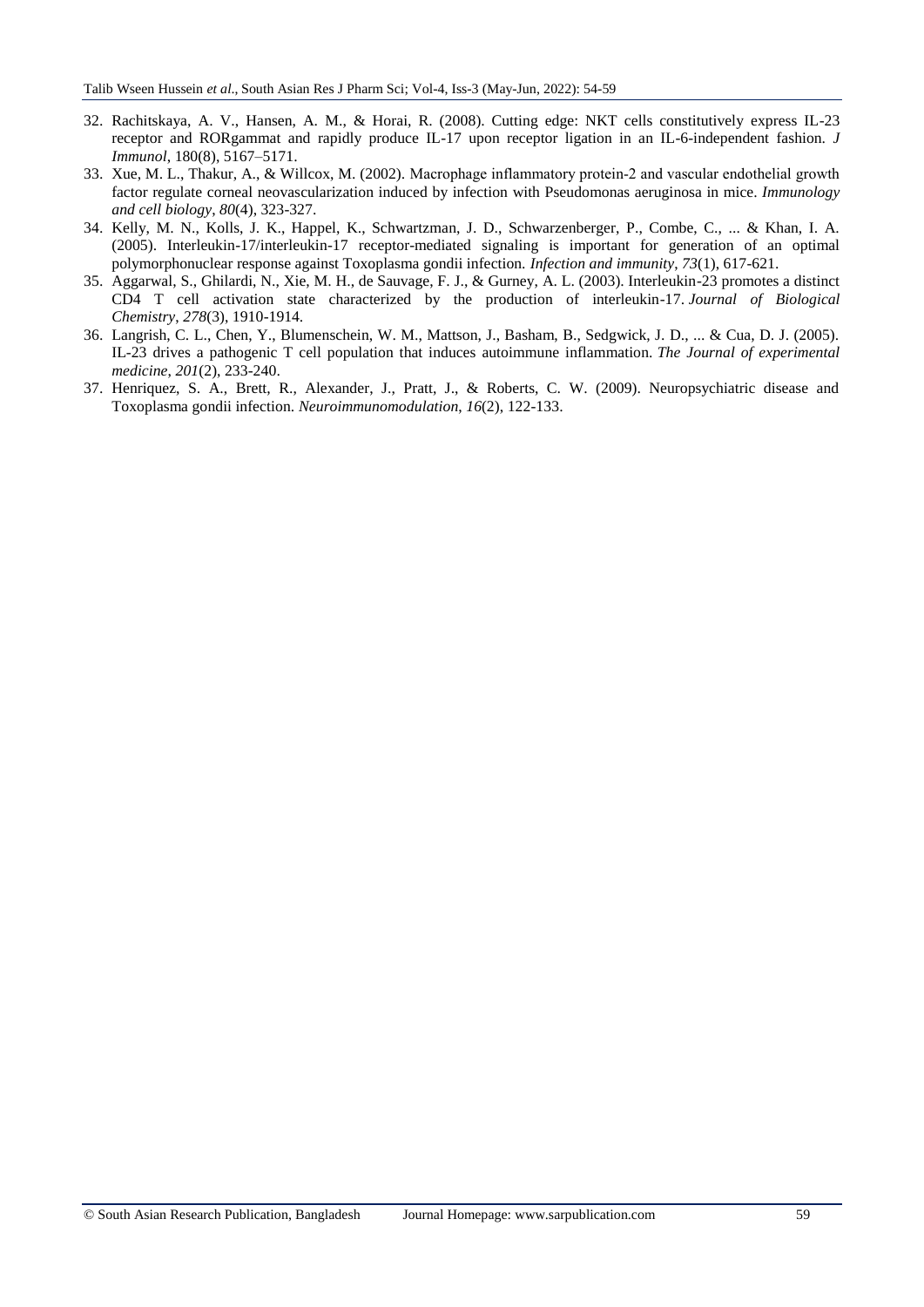32. Rachitskaya, A. V., Hansen, A. M., & Horai, R. (2008). Cutting edge: NKT cells constitutively express IL-23 receptor and RORgammat and rapidly produce IL-17 upon receptor ligation in an IL-6-independent fashion. *J Immunol*, 180(8), 5167–5171.
33. Xue, M. L., Thakur, A., & Willcox, M. (2002). Macrophage inflammatory protein-2 and vascular endothelial growth factor regulate corneal neovascularization induced by infection with Pseudomonas aeruginosa in mice. *Immunology and cell biology*, *80*(4), 323-327.
34. Kelly, M. N., Kolls, J. K., Happel, K., Schwartzman, J. D., Schwarzenberger, P., Combe, C., ... & Khan, I. A. (2005). Interleukin-17/interleukin-17 receptor-mediated signaling is important for generation of an optimal polymorphonuclear response against Toxoplasma gondii infection. *Infection and immunity*, *73*(1), 617-621.
35. Aggarwal, S., Ghilardi, N., Xie, M. H., de Sauvage, F. J., & Gurney, A. L. (2003). Interleukin-23 promotes a distinct CD4 T cell activation state characterized by the production of interleukin-17. *Journal of Biological Chemistry*, *278*(3), 1910-1914.
36. Langrish, C. L., Chen, Y., Blumenschein, W. M., Mattson, J., Basham, B., Sedgwick, J. D., ... & Cua, D. J. (2005). IL-23 drives a pathogenic T cell population that induces autoimmune inflammation. *The Journal of experimental medicine*, *201*(2), 233-240.
37. Henriquez, S. A., Brett, R., Alexander, J., Pratt, J., & Roberts, C. W. (2009). Neuropsychiatric disease and Toxoplasma gondii infection. *Neuroimmunomodulation*, *16*(2), 122-133.